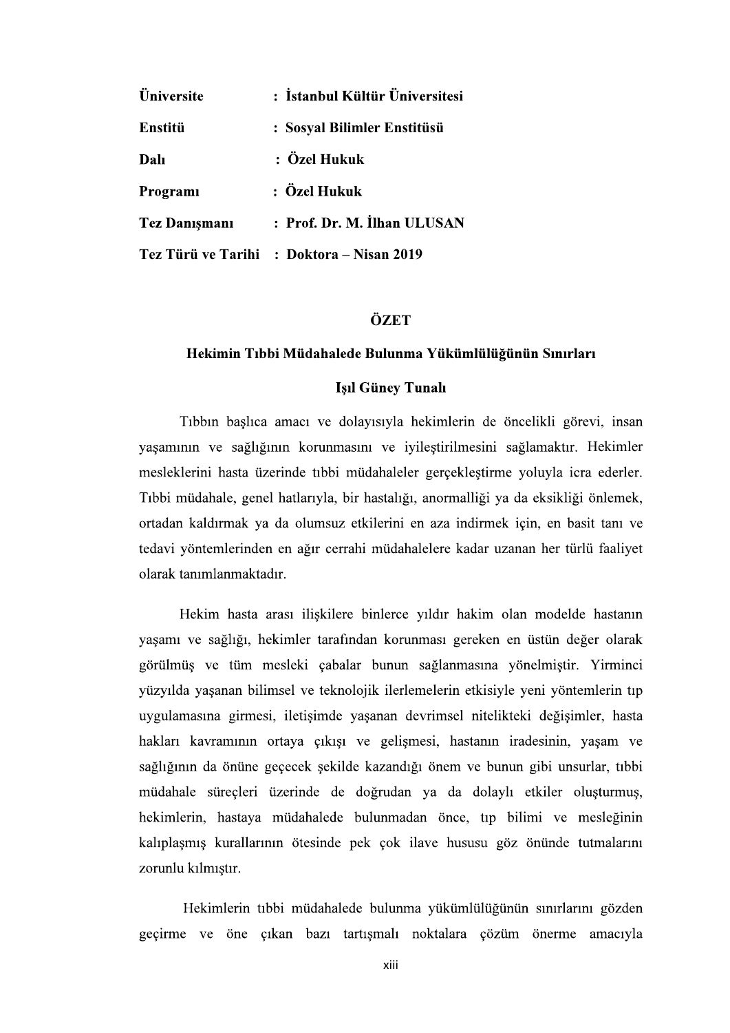| | |
|---|---|
| **Üniversite** | **: İstanbul Kültür Üniversitesi** |
| **Enstitü** | **: Sosyal Bilimler Enstitüsü** |
| **Dalı** | **: Özel Hukuk** |
| **Programı** | **: Özel Hukuk** |
| **Tez Danışmanı** | **: Prof. Dr. M. İlhan ULUSAN** |
| **Tez Türü ve Tarihi** | **: Doktora – Nisan 2019** |

# ÖZET

## Hekimin Tıbbi Müdahalede Bulunma Yükümlülüğünün Sınırları

**Işıl Güney Tunalı**

Tıbbın başlıca amacı ve dolayısıyla hekimlerin de öncelikli görevi, insan yaşamının ve sağlığının korunmasını ve iyileştirilmesini sağlamaktır. Hekimler mesleklerini hasta üzerinde tıbbi müdahaleler gerçekleştirme yoluyla icra ederler. Tıbbi müdahale, genel hatlarıyla, bir hastalığı, anormalliği ya da eksikliği önlemek, ortadan kaldırmak ya da olumsuz etkilerini en aza indirmek için, en basit tanı ve tedavi yöntemlerinden en ağır cerrahi müdahalelere kadar uzanan her türlü faaliyet olarak tanımlanmaktadır.

Hekim hasta arası ilişkilere binlerce yıldır hakim olan modelde hastanın yaşamı ve sağlığı, hekimler tarafından korunması gereken en üstün değer olarak görülmüş ve tüm mesleki çabalar bunun sağlanmasına yönelmiştir. Yirminci yüzyılda yaşanan bilimsel ve teknolojik ilerlemelerin etkisiyle yeni yöntemlerin tıp uygulamasına girmesi, iletişimde yaşanan devrimsel nitelikteki değişimler, hasta hakları kavramının ortaya çıkışı ve gelişmesi, hastanın iradesinin, yaşam ve sağlığının da önüne geçecek şekilde kazandığı önem ve bunun gibi unsurlar, tıbbi müdahale süreçleri üzerinde de doğrudan ya da dolaylı etkiler oluşturmuş, hekimlerin, hastaya müdahalede bulunmadan önce, tıp bilimi ve mesleğinin kalıplaşmış kurallarının ötesinde pek çok ilave hususu göz önünde tutmalarını zorunlu kılmıştır.

Hekimlerin tıbbi müdahalede bulunma yükümlülüğünün sınırlarını gözden geçirme ve öne çıkan bazı tartışmalı noktalara çözüm önerme amacıyla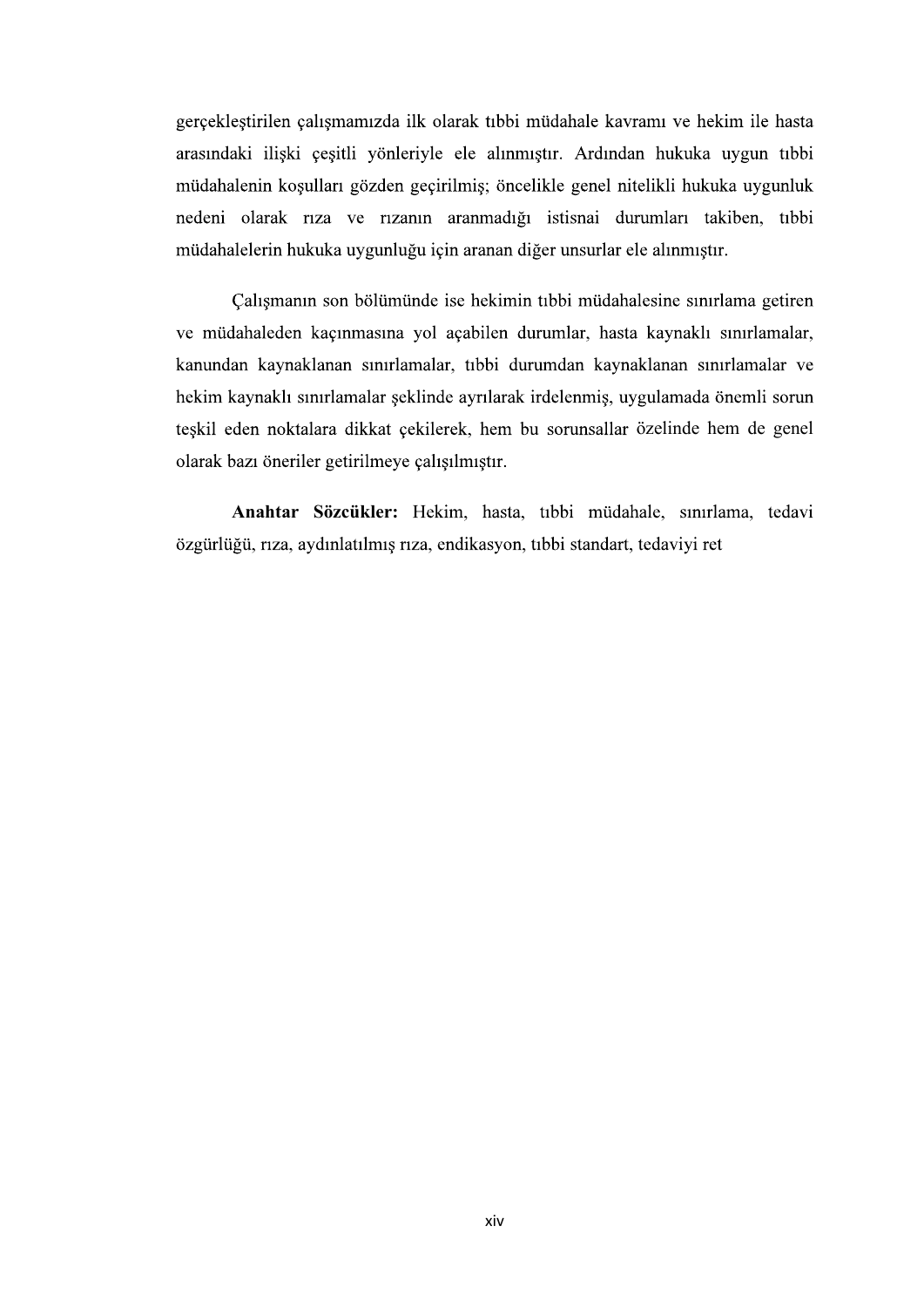gerçekleştirilen çalışmamızda ilk olarak tıbbi müdahale kavramı ve hekim ile hasta arasındaki ilişki çeşitli yönleriyle ele alınmıştır. Ardından hukuka uygun tıbbi müdahalenin koşulları gözden geçirilmiş; öncelikle genel nitelikli hukuka uygunluk nedeni olarak rıza ve rızanın aranmadığı istisnai durumları takiben, tıbbi müdahalelerin hukuka uygunluğu için aranan diğer unsurlar ele alınmıştır.

Çalışmanın son bölümünde ise hekimin tıbbi müdahalesine sınırlama getiren ve müdahaleden kaçınmasına yol açabilen durumlar, hasta kaynaklı sınırlamalar, kanundan kaynaklanan sınırlamalar, tıbbi durumdan kaynaklanan sınırlamalar ve hekim kaynaklı sınırlamalar şeklinde ayrılarak irdelenmiş, uygulamada önemli sorun teşkil eden noktalara dikkat çekilerek, hem bu sorunsallar özelinde hem de genel olarak bazı öneriler getirilmeye çalışılmıştır.

**Anahtar Sözcükler:** Hekim, hasta, tıbbi müdahale, sınırlama, tedavi özgürlüğü, rıza, aydınlatılmış rıza, endikasyon, tıbbi standart, tedaviyi ret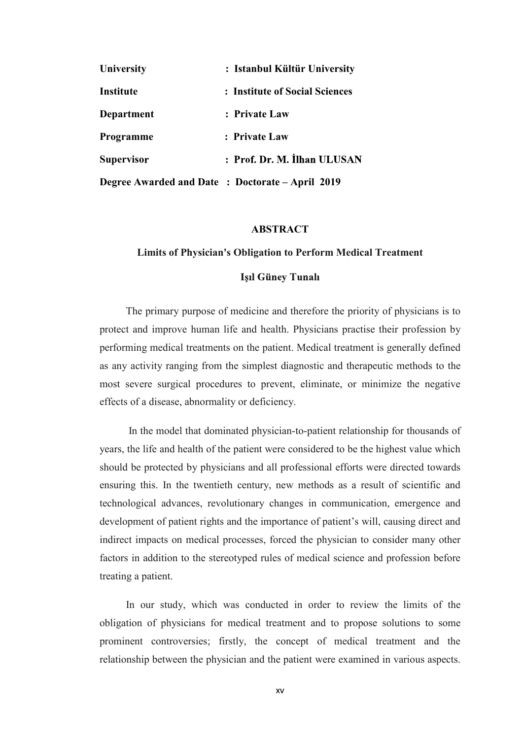| | |
|---|---|
| **University** | **: Istanbul Kültür University** |
| **Institute** | **: Institute of Social Sciences** |
| **Department** | **: Private Law** |
| **Programme** | **: Private Law** |
| **Supervisor** | **: Prof. Dr. M. İlhan ULUSAN** |
| **Degree Awarded and Date** | **: Doctorate – April 2019** |

## ABSTRACT

### Limits of Physician's Obligation to Perform Medical Treatment

**Işıl Güney Tunalı**

The primary purpose of medicine and therefore the priority of physicians is to protect and improve human life and health. Physicians practise their profession by performing medical treatments on the patient. Medical treatment is generally defined as any activity ranging from the simplest diagnostic and therapeutic methods to the most severe surgical procedures to prevent, eliminate, or minimize the negative effects of a disease, abnormality or deficiency.

In the model that dominated physician-to-patient relationship for thousands of years, the life and health of the patient were considered to be the highest value which should be protected by physicians and all professional efforts were directed towards ensuring this. In the twentieth century, new methods as a result of scientific and technological advances, revolutionary changes in communication, emergence and development of patient rights and the importance of patient's will, causing direct and indirect impacts on medical processes, forced the physician to consider many other factors in addition to the stereotyped rules of medical science and profession before treating a patient.

In our study, which was conducted in order to review the limits of the obligation of physicians for medical treatment and to propose solutions to some prominent controversies; firstly, the concept of medical treatment and the relationship between the physician and the patient were examined in various aspects.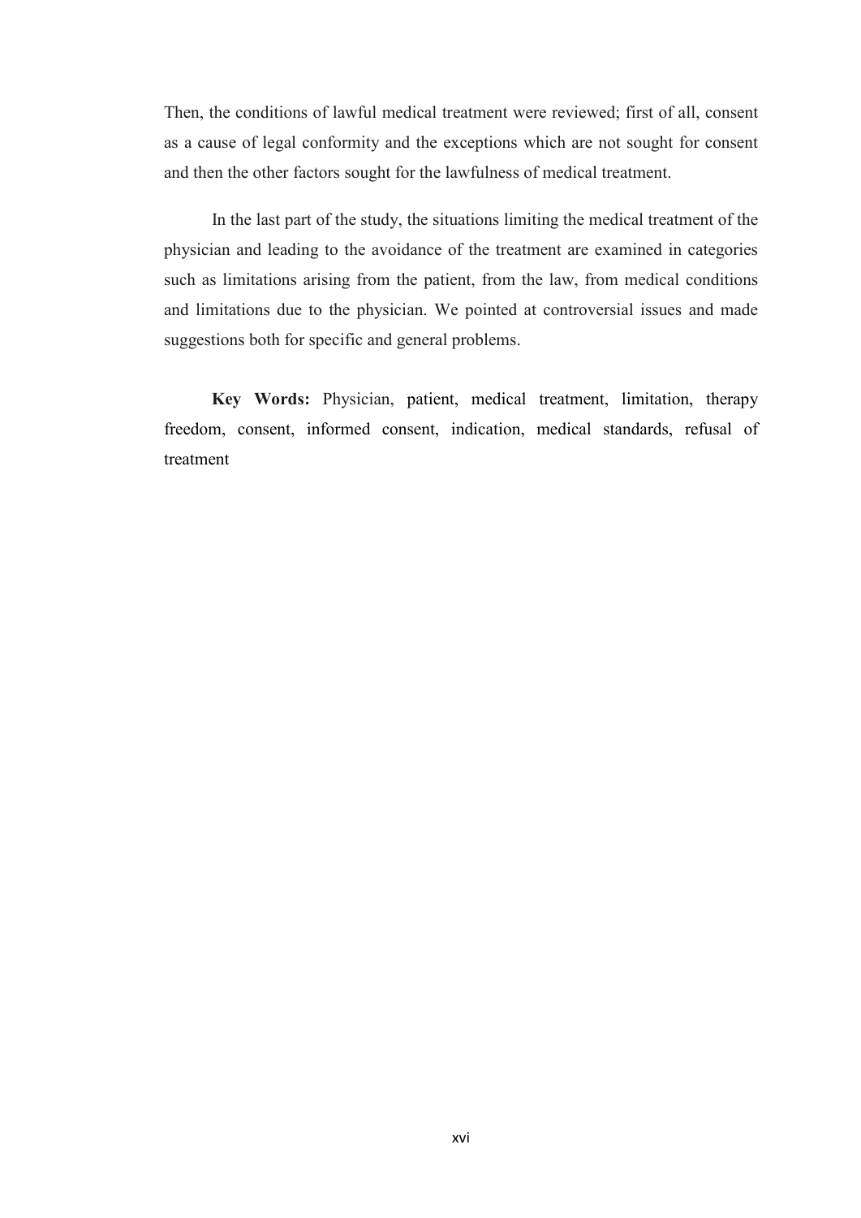Then, the conditions of lawful medical treatment were reviewed; first of all, consent as a cause of legal conformity and the exceptions which are not sought for consent and then the other factors sought for the lawfulness of medical treatment.

In the last part of the study, the situations limiting the medical treatment of the physician and leading to the avoidance of the treatment are examined in categories such as limitations arising from the patient, from the law, from medical conditions and limitations due to the physician. We pointed at controversial issues and made suggestions both for specific and general problems.

**Key Words:** Physician, patient, medical treatment, limitation, therapy freedom, consent, informed consent, indication, medical standards, refusal of treatment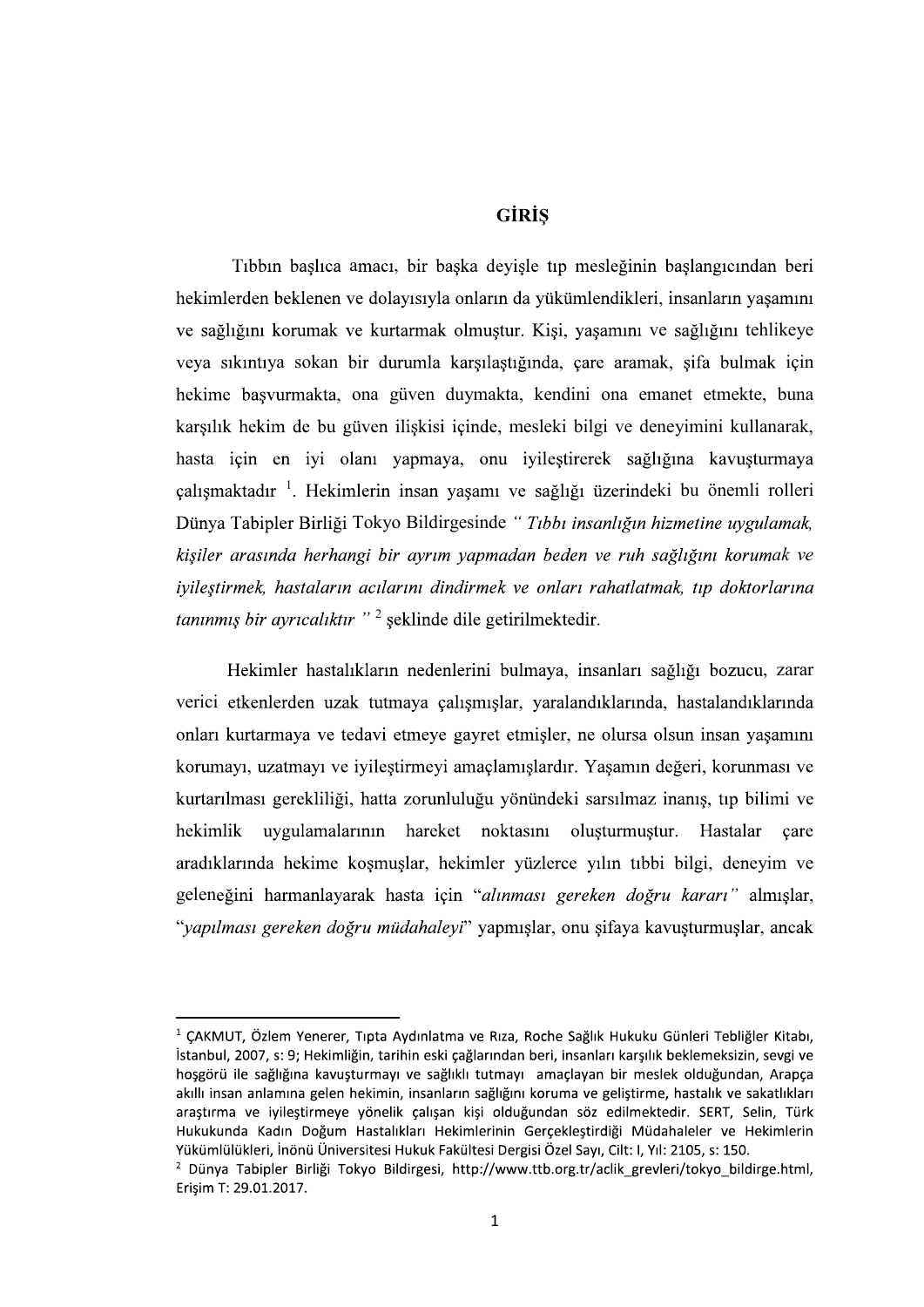# GİRİŞ

Tıbbın başlıca amacı, bir başka deyişle tıp mesleğinin başlangıcından beri hekimlerden beklenen ve dolayısıyla onların da yükümlendikleri, insanların yaşamını ve sağlığını korumak ve kurtarmak olmuştur. Kişi, yaşamını ve sağlığını tehlikeye veya sıkıntıya sokan bir durumla karşılaştığında, çare aramak, şifa bulmak için hekime başvurmakta, ona güven duymakta, kendini ona emanet etmekte, buna karşılık hekim de bu güven ilişkisi içinde, mesleki bilgi ve deneyimini kullanarak, hasta için en iyi olanı yapmaya, onu iyileştirerek sağlığına kavuşturmaya çalışmaktadır [1]. Hekimlerin insan yaşamı ve sağlığı üzerindeki bu önemli rolleri Dünya Tabipler Birliği Tokyo Bildirgesinde *" Tıbbı insanlığın hizmetine uygulamak, kişiler arasında herhangi bir ayrım yapmadan beden ve ruh sağlığını korumak ve iyileştirmek, hastaların acılarını dindirmek ve onları rahatlatmak, tıp doktorlarına tanınmış bir ayrıcalıktır "* [2] şeklinde dile getirilmektedir.

Hekimler hastalıkların nedenlerini bulmaya, insanları sağlığı bozucu, zarar verici etkenlerden uzak tutmaya çalışmışlar, yaralandıklarında, hastalandıklarında onları kurtarmaya ve tedavi etmeye gayret etmişler, ne olursa olsun insan yaşamını korumayı, uzatmayı ve iyileştirmeyi amaçlamışlardır. Yaşamın değeri, korunması ve kurtarılması gerekliliği, hatta zorunluluğu yönündeki sarsılmaz inanış, tıp bilimi ve hekimlik uygulamalarının hareket noktasını oluşturmuştur. Hastalar çare aradıklarında hekime koşmuşlar, hekimler yüzlerce yılın tıbbi bilgi, deneyim ve geleneğini harmanlayarak hasta için "*alınması gereken doğru kararı"* almışlar, "*yapılması gereken doğru müdahaleyi*" yapmışlar, onu şifaya kavuşturmuşlar, ancak

---

[1] ÇAKMUT, Özlem Yenerer, Tıpta Aydınlatma ve Rıza, Roche Sağlık Hukuku Günleri Tebliğler Kitabı, İstanbul, 2007, s: 9; Hekimliğin, tarihin eski çağlarından beri, insanları karşılık beklemeksizin, sevgi ve hoşgörü ile sağlığına kavuşturmayı ve sağlıklı tutmayı amaçlayan bir meslek olduğundan, Arapça akıllı insan anlamına gelen hekimin, insanların sağlığını koruma ve geliştirme, hastalık ve sakatlıkları araştırma ve iyileştirmeye yönelik çalışan kişi olduğundan söz edilmektedir. SERT, Selin, Türk Hukukunda Kadın Doğum Hastalıkları Hekimlerinin Gerçekleştirdiği Müdahaleler ve Hekimlerin Yükümlülükleri, İnönü Üniversitesi Hukuk Fakültesi Dergisi Özel Sayı, Cilt: I, Yıl: 2105, s: 150.

[2] Dünya Tabipler Birliği Tokyo Bildirgesi, http://www.ttb.org.tr/aclik_grevleri/tokyo_bildirge.html, Erişim T: 29.01.2017.